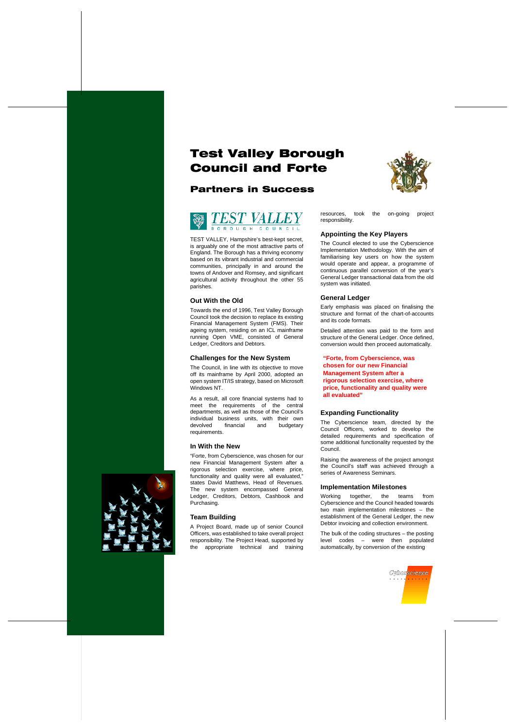# Test Valley Borough Council and Forte

## Partners in Success

TEST VALLEY
BOROUGH COUNCIL

TEST VALLEY, Hampshire's best-kept secret, is arguably one of the most attractive parts of England. The Borough has a thriving economy based on its vibrant industrial and commercial communities, principally in and around the towns of Andover and Romsey, and significant agricultural activity throughout the other 55 parishes.

### Out With the Old

Towards the end of 1996, Test Valley Borough Council took the decision to replace its existing Financial Management System (FMS). Their ageing system, residing on an ICL mainframe running Open VME, consisted of General Ledger, Creditors and Debtors.

### Challenges for the New System

The Council, in line with its objective to move off its mainframe by April 2000, adopted an open system IT/IS strategy, based on Microsoft Windows NT.

As a result, all core financial systems had to meet the requirements of the central departments, as well as those of the Council's individual business units, with their own devolved financial and budgetary requirements.

### In With the New

"Forte, from Cyberscience, was chosen for our new Financial Management System after a rigorous selection exercise, where price, functionality and quality were all evaluated," states David Matthews, Head of Revenues. The new system encompassed General Ledger, Creditors, Debtors, Cashbook and Purchasing.

### Team Building

A Project Board, made up of senior Council Officers, was established to take overall project responsibility. The Project Head, supported by the appropriate technical and training resources, took the on-going project responsibility.

### Appointing the Key Players

The Council elected to use the Cyberscience Implementation Methodology. With the aim of familiarising key users on how the system would operate and appear, a programme of continuous parallel conversion of the year's General Ledger transactional data from the old system was initiated.

### General Ledger

Early emphasis was placed on finalising the structure and format of the chart-of-accounts and its code formats.

Detailed attention was paid to the form and structure of the General Ledger. Once defined, conversion would then proceed automatically.

**"Forte, from Cyberscience, was chosen for our new Financial Management System after a rigorous selection exercise, where price, functionality and quality were all evaluated"**

### Expanding Functionality

The Cyberscience team, directed by the Council Officers, worked to develop the detailed requirements and specification of some additional functionality requested by the Council.

Raising the awareness of the project amongst the Council's staff was achieved through a series of Awareness Seminars.

### Implementation Milestones

Working together, the teams from Cyberscience and the Council headed towards two main implementation milestones – the establishment of the General Ledger, the new Debtor invoicing and collection environment.

The bulk of the coding structures – the posting level codes – were then populated automatically, by conversion of the existing

Cyberscience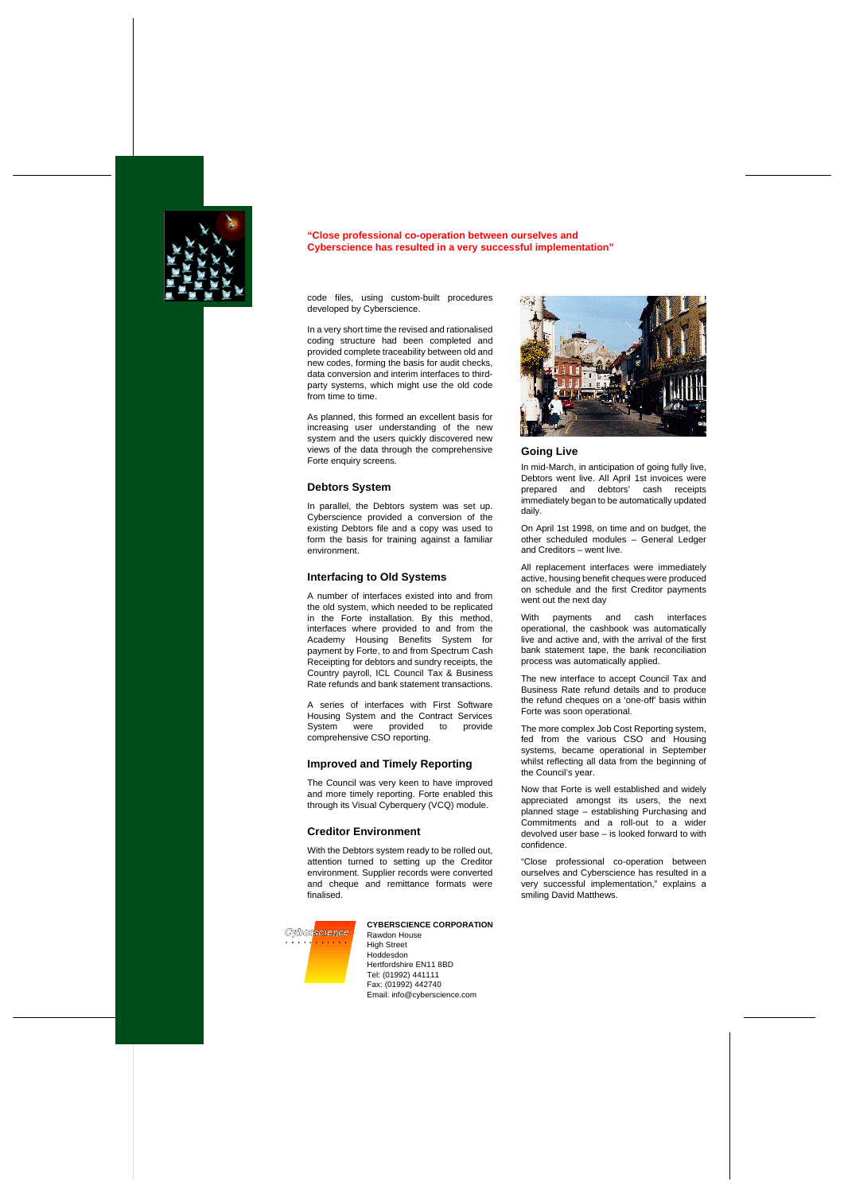**"Close professional co-operation between ourselves and Cyberscience has resulted in a very successful implementation"**

code files, using custom-built procedures developed by Cyberscience.

In a very short time the revised and rationalised coding structure had been completed and provided complete traceability between old and new codes, forming the basis for audit checks, data conversion and interim interfaces to third-party systems, which might use the old code from time to time.

As planned, this formed an excellent basis for increasing user understanding of the new system and the users quickly discovered new views of the data through the comprehensive Forte enquiry screens.

## Debtors System

In parallel, the Debtors system was set up. Cyberscience provided a conversion of the existing Debtors file and a copy was used to form the basis for training against a familiar environment.

## Interfacing to Old Systems

A number of interfaces existed into and from the old system, which needed to be replicated in the Forte installation. By this method, interfaces where provided to and from the Academy Housing Benefits System for payment by Forte, to and from Spectrum Cash Receipting for debtors and sundry receipts, the Country payroll, ICL Council Tax & Business Rate refunds and bank statement transactions.

A series of interfaces with First Software Housing System and the Contract Services System were provided to provide comprehensive CSO reporting.

## Improved and Timely Reporting

The Council was very keen to have improved and more timely reporting. Forte enabled this through its Visual Cyberquery (VCQ) module.

## Creditor Environment

With the Debtors system ready to be rolled out, attention turned to setting up the Creditor environment. Supplier records were converted and cheque and remittance formats were finalised.

## Going Live

In mid-March, in anticipation of going fully live, Debtors went live. All April 1st invoices were prepared and debtors' cash receipts immediately began to be automatically updated daily.

On April 1st 1998, on time and on budget, the other scheduled modules – General Ledger and Creditors – went live.

All replacement interfaces were immediately active, housing benefit cheques were produced on schedule and the first Creditor payments went out the next day

With payments and cash interfaces operational, the cashbook was automatically live and active and, with the arrival of the first bank statement tape, the bank reconciliation process was automatically applied.

The new interface to accept Council Tax and Business Rate refund details and to produce the refund cheques on a 'one-off' basis within Forte was soon operational.

The more complex Job Cost Reporting system, fed from the various CSO and Housing systems, became operational in September whilst reflecting all data from the beginning of the Council's year.

Now that Forte is well established and widely appreciated amongst its users, the next planned stage – establishing Purchasing and Commitments and a roll-out to a wider devolved user base – is looked forward to with confidence.

"Close professional co-operation between ourselves and Cyberscience has resulted in a very successful implementation," explains a smiling David Matthews.

**CYBERSCIENCE CORPORATION**
Rawdon House
High Street
Hoddesdon
Hertfordshire EN11 8BD
Tel: (01992) 441111
Fax: (01992) 442740
Email: info@cyberscience.com